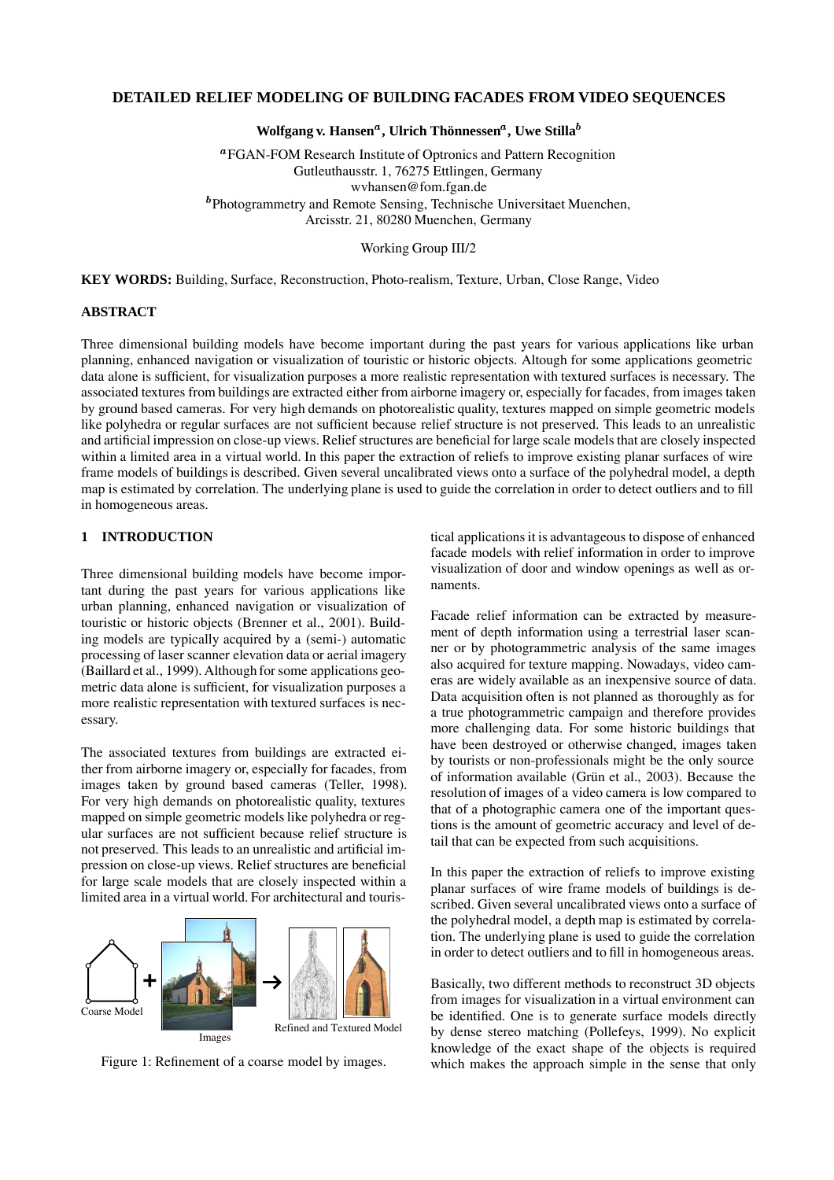# DETAILED RELIEF MODELING OF BUILDING FACADES FROM VIDEO SEQUENCES

**Wolfgang v. Hansen[a], Ulrich Thönnessen[a], Uwe Stilla[b]**

[a]FGAN-FOM Research Institute of Optronics and Pattern Recognition
Gutleuthausstr. 1, 76275 Ettlingen, Germany
wvhansen@fom.fgan.de
[b]Photogrammetry and Remote Sensing, Technische Universitaet Muenchen,
Arcisstr. 21, 80280 Muenchen, Germany

Working Group III/2

**KEY WORDS:** Building, Surface, Reconstruction, Photo-realism, Texture, Urban, Close Range, Video

## ABSTRACT

Three dimensional building models have become important during the past years for various applications like urban planning, enhanced navigation or visualization of touristic or historic objects. Altough for some applications geometric data alone is sufficient, for visualization purposes a more realistic representation with textured surfaces is necessary. The associated textures from buildings are extracted either from airborne imagery or, especially for facades, from images taken by ground based cameras. For very high demands on photorealistic quality, textures mapped on simple geometric models like polyhedra or regular surfaces are not sufficient because relief structure is not preserved. This leads to an unrealistic and artificial impression on close-up views. Relief structures are beneficial for large scale models that are closely inspected within a limited area in a virtual world. In this paper the extraction of reliefs to improve existing planar surfaces of wire frame models of buildings is described. Given several uncalibrated views onto a surface of the polyhedral model, a depth map is estimated by correlation. The underlying plane is used to guide the correlation in order to detect outliers and to fill in homogeneous areas.

## 1 INTRODUCTION

Three dimensional building models have become important during the past years for various applications like urban planning, enhanced navigation or visualization of touristic or historic objects (Brenner et al., 2001). Building models are typically acquired by a (semi-) automatic processing of laser scanner elevation data or aerial imagery (Baillard et al., 1999). Although for some applications geometric data alone is sufficient, for visualization purposes a more realistic representation with textured surfaces is necessary.

The associated textures from buildings are extracted either from airborne imagery or, especially for facades, from images taken by ground based cameras (Teller, 1998). For very high demands on photorealistic quality, textures mapped on simple geometric models like polyhedra or regular surfaces are not sufficient because relief structure is not preserved. This leads to an unrealistic and artificial impression on close-up views. Relief structures are beneficial for large scale models that are closely inspected within a limited area in a virtual world. For architectural and touristical applications it is advantageous to dispose of enhanced facade models with relief information in order to improve visualization of door and window openings as well as ornaments.

Coarse Model + Images → Refined and Textured Model

Figure 1: Refinement of a coarse model by images.

Facade relief information can be extracted by measurement of depth information using a terrestrial laser scanner or by photogrammetric analysis of the same images also acquired for texture mapping. Nowadays, video cameras are widely available as an inexpensive source of data. Data acquisition often is not planned as thoroughly as for a true photogrammetric campaign and therefore provides more challenging data. For some historic buildings that have been destroyed or otherwise changed, images taken by tourists or non-professionals might be the only source of information available (Grün et al., 2003). Because the resolution of images of a video camera is low compared to that of a photographic camera one of the important questions is the amount of geometric accuracy and level of detail that can be expected from such acquisitions.

In this paper the extraction of reliefs to improve existing planar surfaces of wire frame models of buildings is described. Given several uncalibrated views onto a surface of the polyhedral model, a depth map is estimated by correlation. The underlying plane is used to guide the correlation in order to detect outliers and to fill in homogeneous areas.

Basically, two different methods to reconstruct 3D objects from images for visualization in a virtual environment can be identified. One is to generate surface models directly by dense stereo matching (Pollefeys, 1999). No explicit knowledge of the exact shape of the objects is required which makes the approach simple in the sense that only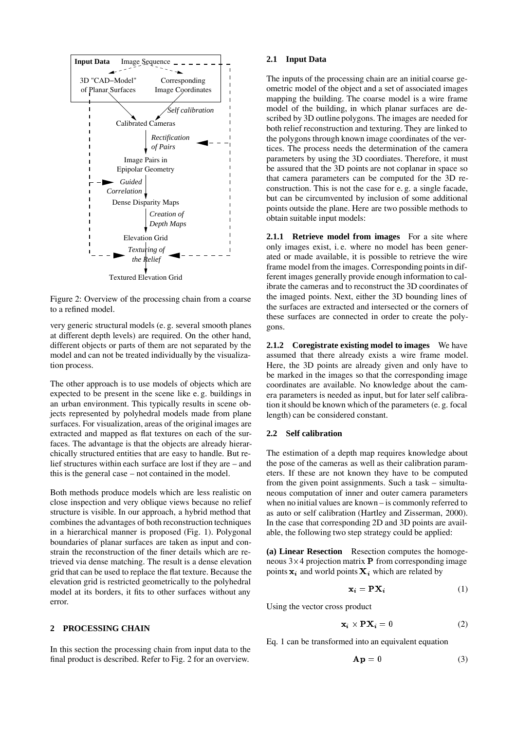Figure 2: Overview of the processing chain from a coarse to a refined model.

very generic structural models (e. g. several smooth planes at different depth levels) are required. On the other hand, different objects or parts of them are not separated by the model and can not be treated individually by the visualization process.

The other approach is to use models of objects which are expected to be present in the scene like e. g. buildings in an urban environment. This typically results in scene objects represented by polyhedral models made from plane surfaces. For visualization, areas of the original images are extracted and mapped as flat textures on each of the surfaces. The advantage is that the objects are already hierarchically structured entities that are easy to handle. But relief structures within each surface are lost if they are – and this is the general case – not contained in the model.

Both methods produce models which are less realistic on close inspection and very oblique views because no relief structure is visible. In our approach, a hybrid method that combines the advantages of both reconstruction techniques in a hierarchical manner is proposed (Fig. 1). Polygonal boundaries of planar surfaces are taken as input and constrain the reconstruction of the finer details which are retrieved via dense matching. The result is a dense elevation grid that can be used to replace the flat texture. Because the elevation grid is restricted geometrically to the polyhedral model at its borders, it fits to other surfaces without any error.

## 2 PROCESSING CHAIN

In this section the processing chain from input data to the final product is described. Refer to Fig. 2 for an overview.

### 2.1 Input Data

The inputs of the processing chain are an initial coarse geometric model of the object and a set of associated images mapping the building. The coarse model is a wire frame model of the building, in which planar surfaces are described by 3D outline polygons. The images are needed for both relief reconstruction and texturing. They are linked to the polygons through known image coordinates of the vertices. The process needs the determination of the camera parameters by using the 3D coordiates. Therefore, it must be assured that the 3D points are not coplanar in space so that camera parameters can be computed for the 3D reconstruction. This is not the case for e. g. a single facade, but can be circumvented by inclusion of some additional points outside the plane. Here are two possible methods to obtain suitable input models:

**2.1.1 Retrieve model from images** For a site where only images exist, i. e. where no model has been generated or made available, it is possible to retrieve the wire frame model from the images. Corresponding points in different images generally provide enough information to calibrate the cameras and to reconstruct the 3D coordinates of the imaged points. Next, either the 3D bounding lines of the surfaces are extracted and intersected or the corners of these surfaces are connected in order to create the polygons.

**2.1.2 Coregistrate existing model to images** We have assumed that there already exists a wire frame model. Here, the 3D points are already given and only have to be marked in the images so that the corresponding image coordinates are available. No knowledge about the camera parameters is needed as input, but for later self calibration it should be known which of the parameters (e. g. focal length) can be considered constant.

### 2.2 Self calibration

The estimation of a depth map requires knowledge about the pose of the cameras as well as their calibration parameters. If these are not known they have to be computed from the given point assignments. Such a task – simultaneous computation of inner and outer camera parameters when no initial values are known – is commonly referred to as auto or self calibration (Hartley and Zisserman, 2000). In the case that corresponding 2D and 3D points are available, the following two step strategy could be applied:

**(a) Linear Resection** Resection computes the homogeneous $3 \times 4$ projection matrix $\mathbf{P}$ from corresponding image points $\mathbf{x}_i$ and world points $\mathbf{X}_i$ which are related by

$$\mathbf{x}_i = \mathbf{P}\mathbf{X}_i \tag{1}$$

Using the vector cross product

$$\mathbf{x}_i \times \mathbf{P}\mathbf{X}_i = 0 \tag{2}$$

Eq. 1 can be transformed into an equivalent equation

$$\mathbf{A}\mathbf{p} = 0 \tag{3}$$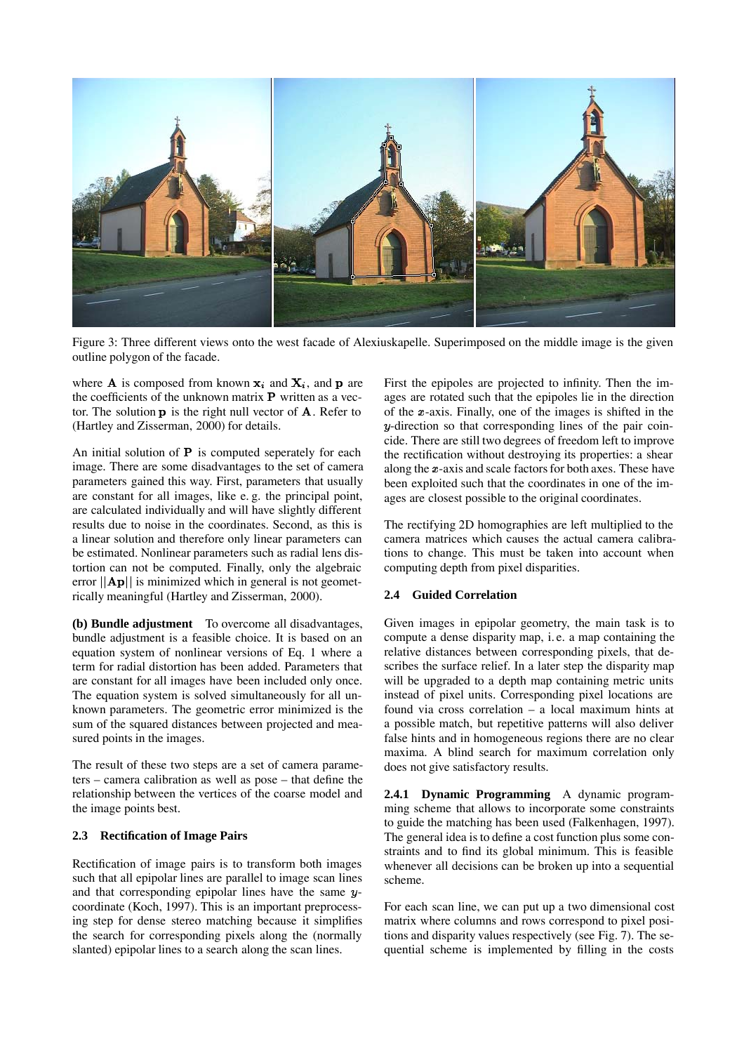Figure 3: Three different views onto the west facade of Alexiuskapelle. Superimposed on the middle image is the given outline polygon of the facade.

where $\mathbf{A}$ is composed from known $\mathbf{x}_i$ and $\mathbf{X}_i$, and $\mathbf{p}$ are the coefficients of the unknown matrix $\mathbf{P}$ written as a vector. The solution $\mathbf{p}$ is the right null vector of $\mathbf{A}$. Refer to (Hartley and Zisserman, 2000) for details.

An initial solution of $\mathbf{P}$ is computed seperately for each image. There are some disadvantages to the set of camera parameters gained this way. First, parameters that usually are constant for all images, like e. g. the principal point, are calculated individually and will have slightly different results due to noise in the coordinates. Second, as this is a linear solution and therefore only linear parameters can be estimated. Nonlinear parameters such as radial lens distortion can not be computed. Finally, only the algebraic error $||\mathbf{Ap}||$ is minimized which in general is not geometrically meaningful (Hartley and Zisserman, 2000).

**(b) Bundle adjustment** To overcome all disadvantages, bundle adjustment is a feasible choice. It is based on an equation system of nonlinear versions of Eq. 1 where a term for radial distortion has been added. Parameters that are constant for all images have been included only once. The equation system is solved simultaneously for all unknown parameters. The geometric error minimized is the sum of the squared distances between projected and measured points in the images.

The result of these two steps are a set of camera parameters – camera calibration as well as pose – that define the relationship between the vertices of the coarse model and the image points best.

### 2.3 Rectification of Image Pairs

Rectification of image pairs is to transform both images such that all epipolar lines are parallel to image scan lines and that corresponding epipolar lines have the same $y$-coordinate (Koch, 1997). This is an important preprocessing step for dense stereo matching because it simplifies the search for corresponding pixels along the (normally slanted) epipolar lines to a search along the scan lines.

First the epipoles are projected to infinity. Then the images are rotated such that the epipoles lie in the direction of the $x$-axis. Finally, one of the images is shifted in the $y$-direction so that corresponding lines of the pair coincide. There are still two degrees of freedom left to improve the rectification without destroying its properties: a shear along the $x$-axis and scale factors for both axes. These have been exploited such that the coordinates in one of the images are closest possible to the original coordinates.

The rectifying 2D homographies are left multiplied to the camera matrices which causes the actual camera calibrations to change. This must be taken into account when computing depth from pixel disparities.

### 2.4 Guided Correlation

Given images in epipolar geometry, the main task is to compute a dense disparity map, i. e. a map containing the relative distances between corresponding pixels, that describes the surface relief. In a later step the disparity map will be upgraded to a depth map containing metric units instead of pixel units. Corresponding pixel locations are found via cross correlation – a local maximum hints at a possible match, but repetitive patterns will also deliver false hints and in homogeneous regions there are no clear maxima. A blind search for maximum correlation only does not give satisfactory results.

#### 2.4.1 Dynamic Programming

A dynamic programming scheme that allows to incorporate some constraints to guide the matching has been used (Falkenhagen, 1997). The general idea is to define a cost function plus some constraints and to find its global minimum. This is feasible whenever all decisions can be broken up into a sequential scheme.

For each scan line, we can put up a two dimensional cost matrix where columns and rows correspond to pixel positions and disparity values respectively (see Fig. 7). The sequential scheme is implemented by filling in the costs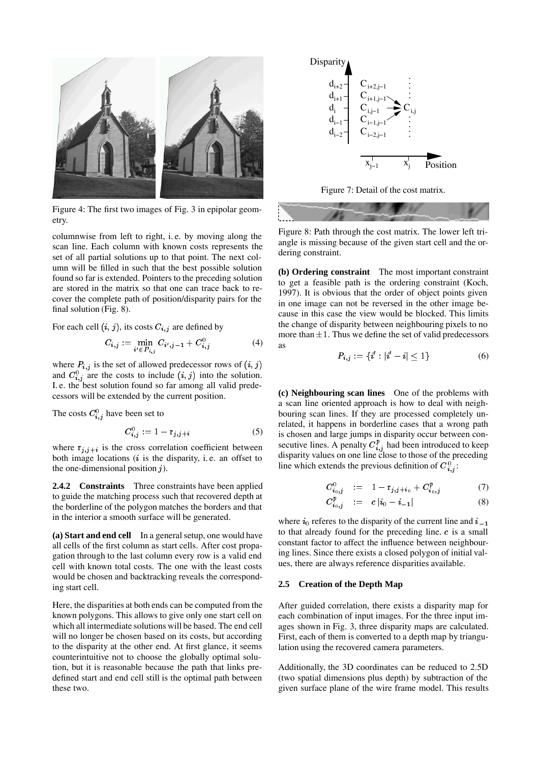Figure 4: The first two images of Fig. 3 in epipolar geometry.

columnwise from left to right, i. e. by moving along the scan line. Each column with known costs represents the set of all partial solutions up to that point. The next column will be filled in such that the best possible solution found so far is extended. Pointers to the preceding solution are stored in the matrix so that one can trace back to recover the complete path of position/disparity pairs for the final solution (Fig. 8).

For each cell $(i, j)$, its costs $C_{i,j}$ are defined by

$$C_{i,j} := \min_{i' \in P_{i,j}} C_{i',j-1} + C^0_{i,j} \tag{4}$$

where $P_{i,j}$ is the set of allowed predecessor rows of $(i, j)$ and $C^0_{i,j}$ are the costs to include $(i, j)$ into the solution. I. e. the best solution found so far among all valid predecessors will be extended by the current position.

The costs $C^0_{i,j}$ have been set to

$$C^0_{i,j} := 1 - \mathrm{r}_{j,j+i} \tag{5}$$

where $\mathrm{r}_{j,j+i}$ is the cross correlation coefficient between both image locations ($i$ is the disparity, i. e. an offset to the one-dimensional position $j$).

**2.4.2 Constraints** Three constraints have been applied to guide the matching process such that recovered depth at the borderline of the polygon matches the borders and that in the interior a smooth surface will be generated.

**(a) Start and end cell** In a general setup, one would have all cells of the first column as start cells. After cost propagation through to the last column every row is a valid end cell with known total costs. The one with the least costs would be chosen and backtracking reveals the corresponding start cell.

Here, the disparities at both ends can be computed from the known polygons. This allows to give only one start cell on which all intermediate solutions will be based. The end cell will no longer be chosen based on its costs, but according to the disparity at the other end. At first glance, it seems counterintuitive not to choose the globally optimal solution, but it is reasonable because the path that links predefined start and end cell still is the optimal path between these two.

Figure 7: Detail of the cost matrix.

Figure 8: Path through the cost matrix. The lower left triangle is missing because of the given start cell and the ordering constraint.

**(b) Ordering constraint** The most important constraint to get a feasible path is the ordering constraint (Koch, 1997). It is obvious that the order of object points given in one image can not be reversed in the other image because in this case the view would be blocked. This limits the change of disparity between neighbouring pixels to no more than $\pm 1$. Thus we define the set of valid predecessors as

$$P_{i,j} := \{i' : |i' - i| \leq 1\} \tag{6}$$

**(c) Neighbouring scan lines** One of the problems with a scan line oriented approach is how to deal with neighbouring scan lines. If they are processed completely unrelated, it happens in borderline cases that a wrong path is chosen and large jumps in disparity occur between consecutive lines. A penalty $C^p_{i,j}$ had been introduced to keep disparity values on one line close to those of the preceding line which extends the previous definition of $C^0_{i,j}$:

$$C^0_{i_0,j} \;:=\; 1 - \mathrm{r}_{j,j+i_0} + C^p_{i_0,j} \tag{7}$$

$$C^p_{i_0,j} \;:=\; c\,|i_0 - i_{-1}| \tag{8}$$

where $i_0$ referes to the disparity of the current line and $i_{-1}$ to that already found for the preceding line. $c$ is a small constant factor to affect the influence between neighbouring lines. Since there exists a closed polygon of initial values, there are always reference disparities available.

### 2.5 Creation of the Depth Map

After guided correlation, there exists a disparity map for each combination of input images. For the three input images shown in Fig. 3, three disparity maps are calculated. First, each of them is converted to a depth map by triangulation using the recovered camera parameters.

Additionally, the 3D coordinates can be reduced to 2.5D (two spatial dimensions plus depth) by subtraction of the given surface plane of the wire frame model. This results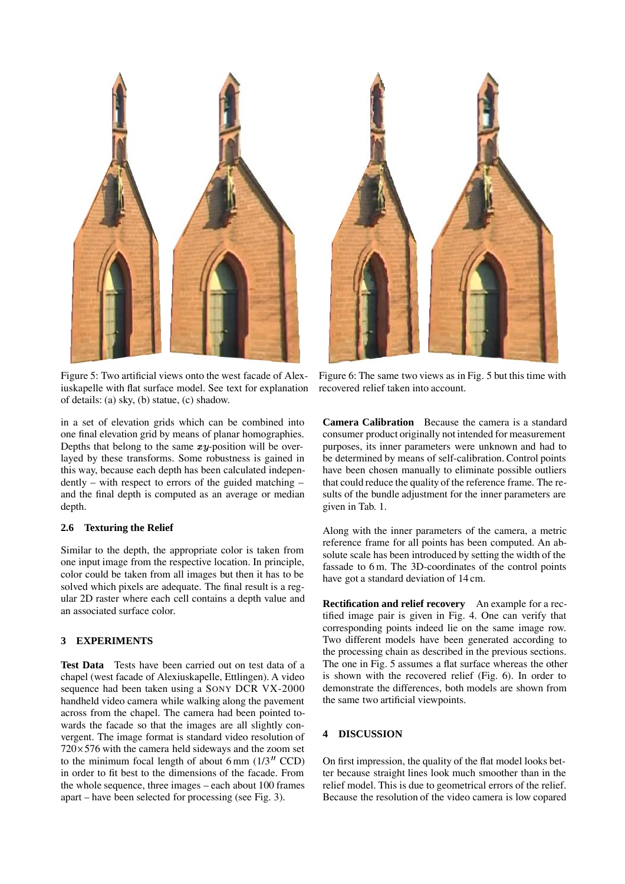Figure 5: Two artificial views onto the west facade of Alexiuskapelle with flat surface model. See text for explanation of details: (a) sky, (b) statue, (c) shadow.

Figure 6: The same two views as in Fig. 5 but this time with recovered relief taken into account.

in a set of elevation grids which can be combined into one final elevation grid by means of planar homographies. Depths that belong to the same $xy$-position will be overlayed by these transforms. Some robustness is gained in this way, because each depth has been calculated independently – with respect to errors of the guided matching – and the final depth is computed as an average or median depth.

### 2.6 Texturing the Relief

Similar to the depth, the appropriate color is taken from one input image from the respective location. In principle, color could be taken from all images but then it has to be solved which pixels are adequate. The final result is a regular 2D raster where each cell contains a depth value and an associated surface color.

## 3 EXPERIMENTS

**Test Data** Tests have been carried out on test data of a chapel (west facade of Alexiuskapelle, Ettlingen). A video sequence had been taken using a SONY DCR VX-2000 handheld video camera while walking along the pavement across from the chapel. The camera had been pointed towards the facade so that the images are all slightly convergent. The image format is standard video resolution of $720\times576$ with the camera held sideways and the zoom set to the minimum focal length of about 6 mm (1/3″ CCD) in order to fit best to the dimensions of the facade. From the whole sequence, three images – each about 100 frames apart – have been selected for processing (see Fig. 3).

**Camera Calibration** Because the camera is a standard consumer product originally not intended for measurement purposes, its inner parameters were unknown and had to be determined by means of self-calibration. Control points have been chosen manually to eliminate possible outliers that could reduce the quality of the reference frame. The results of the bundle adjustment for the inner parameters are given in Tab. 1.

Along with the inner parameters of the camera, a metric reference frame for all points has been computed. An absolute scale has been introduced by setting the width of the fassade to 6 m. The 3D-coordinates of the control points have got a standard deviation of 14 cm.

**Rectification and relief recovery** An example for a rectified image pair is given in Fig. 4. One can verify that corresponding points indeed lie on the same image row. Two different models have been generated according to the processing chain as described in the previous sections. The one in Fig. 5 assumes a flat surface whereas the other is shown with the recovered relief (Fig. 6). In order to demonstrate the differences, both models are shown from the same two artificial viewpoints.

## 4 DISCUSSION

On first impression, the quality of the flat model looks better because straight lines look much smoother than in the relief model. This is due to geometrical errors of the relief. Because the resolution of the video camera is low copared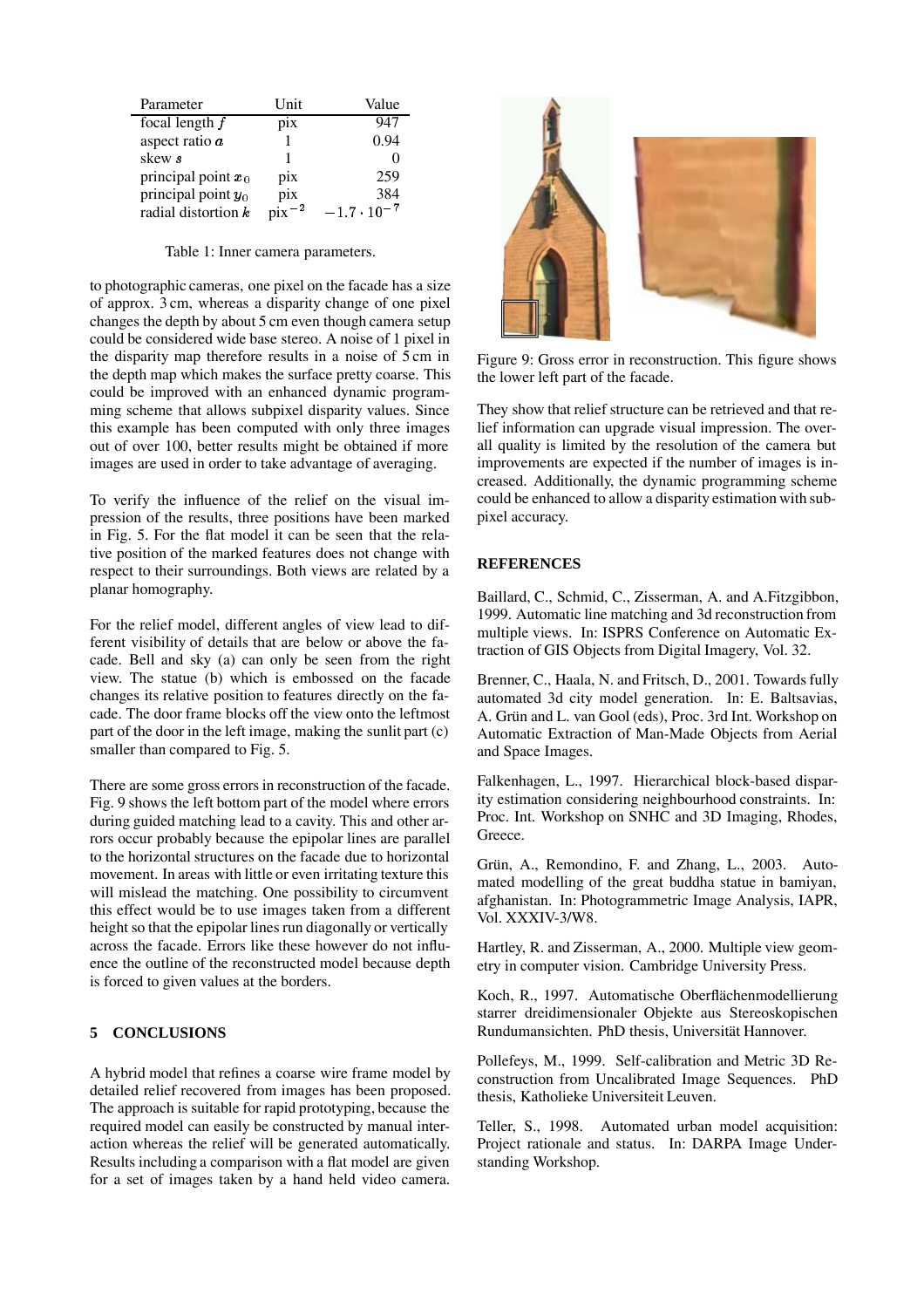| Parameter | Unit | Value |
|---|---|---|
| focal length $f$ | pix | 947 |
| aspect ratio $a$ | 1 | 0.94 |
| skew $s$ | 1 | 0 |
| principal point $x_0$ | pix | 259 |
| principal point $y_0$ | pix | 384 |
| radial distortion $k$ | $\text{pix}^{-2}$ | $-1.7 \cdot 10^{-7}$ |

Table 1: Inner camera parameters.

to photographic cameras, one pixel on the facade has a size of approx. 3 cm, whereas a disparity change of one pixel changes the depth by about 5 cm even though camera setup could be considered wide base stereo. A noise of 1 pixel in the disparity map therefore results in a noise of 5 cm in the depth map which makes the surface pretty coarse. This could be improved with an enhanced dynamic programming scheme that allows subpixel disparity values. Since this example has been computed with only three images out of over 100, better results might be obtained if more images are used in order to take advantage of averaging.

To verify the influence of the relief on the visual impression of the results, three positions have been marked in Fig. 5. For the flat model it can be seen that the relative position of the marked features does not change with respect to their surroundings. Both views are related by a planar homography.

For the relief model, different angles of view lead to different visibility of details that are below or above the facade. Bell and sky (a) can only be seen from the right view. The statue (b) which is embossed on the facade changes its relative position to features directly on the facade. The door frame blocks off the view onto the leftmost part of the door in the left image, making the sunlit part (c) smaller than compared to Fig. 5.

There are some gross errors in reconstruction of the facade. Fig. 9 shows the left bottom part of the model where errors during guided matching lead to a cavity. This and other arrors occur probably because the epipolar lines are parallel to the horizontal structures on the facade due to horizontal movement. In areas with little or even irritating texture this will mislead the matching. One possibility to circumvent this effect would be to use images taken from a different height so that the epipolar lines run diagonally or vertically across the facade. Errors like these however do not influence the outline of the reconstructed model because depth is forced to given values at the borders.

## 5 CONCLUSIONS

A hybrid model that refines a coarse wire frame model by detailed relief recovered from images has been proposed. The approach is suitable for rapid prototyping, because the required model can easily be constructed by manual interaction whereas the relief will be generated automatically. Results including a comparison with a flat model are given for a set of images taken by a hand held video camera. They show that relief structure can be retrieved and that relief information can upgrade visual impression. The overall quality is limited by the resolution of the camera but improvements are expected if the number of images is increased. Additionally, the dynamic programming scheme could be enhanced to allow a disparity estimation with subpixel accuracy.

Figure 9: Gross error in reconstruction. This figure shows the lower left part of the facade.

## REFERENCES

Baillard, C., Schmid, C., Zisserman, A. and A.Fitzgibbon, 1999. Automatic line matching and 3d reconstruction from multiple views. In: ISPRS Conference on Automatic Extraction of GIS Objects from Digital Imagery, Vol. 32.

Brenner, C., Haala, N. and Fritsch, D., 2001. Towards fully automated 3d city model generation. In: E. Baltsavias, A. Grün and L. van Gool (eds), Proc. 3rd Int. Workshop on Automatic Extraction of Man-Made Objects from Aerial and Space Images.

Falkenhagen, L., 1997. Hierarchical block-based disparity estimation considering neighbourhood constraints. In: Proc. Int. Workshop on SNHC and 3D Imaging, Rhodes, Greece.

Grün, A., Remondino, F. and Zhang, L., 2003. Automated modelling of the great buddha statue in bamiyan, afghanistan. In: Photogrammetric Image Analysis, IAPR, Vol. XXXIV-3/W8.

Hartley, R. and Zisserman, A., 2000. Multiple view geometry in computer vision. Cambridge University Press.

Koch, R., 1997. Automatische Oberflächenmodellierung starrer dreidimensionaler Objekte aus Stereoskopischen Rundumansichten. PhD thesis, Universität Hannover.

Pollefeys, M., 1999. Self-calibration and Metric 3D Reconstruction from Uncalibrated Image Sequences. PhD thesis, Katholieke Universiteit Leuven.

Teller, S., 1998. Automated urban model acquisition: Project rationale and status. In: DARPA Image Understanding Workshop.